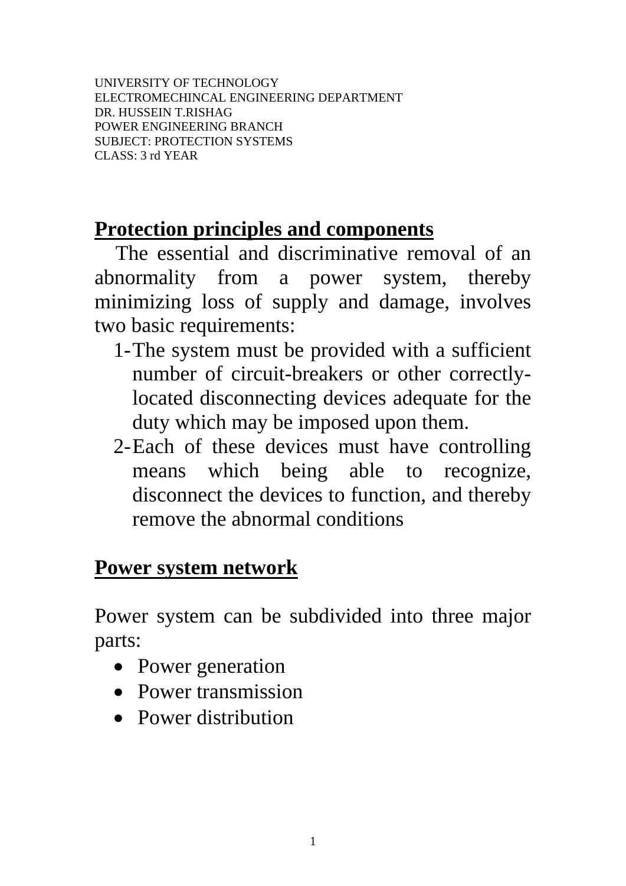UNIVERSITY OF TECHNOLOGY
ELECTROMECHINCAL ENGINEERING DEPARTMENT
DR. HUSSEIN T.RISHAG
POWER ENGINEERING BRANCH
SUBJECT: PROTECTION SYSTEMS
CLASS: 3 rd YEAR

## Protection principles and components

The essential and discriminative removal of an abnormality from a power system, thereby minimizing loss of supply and damage, involves two basic requirements:

1- The system must be provided with a sufficient number of circuit-breakers or other correctly-located disconnecting devices adequate for the duty which may be imposed upon them.
2- Each of these devices must have controlling means which being able to recognize, disconnect the devices to function, and thereby remove the abnormal conditions

## Power system network

Power system can be subdivided into three major parts:

- Power generation
- Power transmission
- Power distribution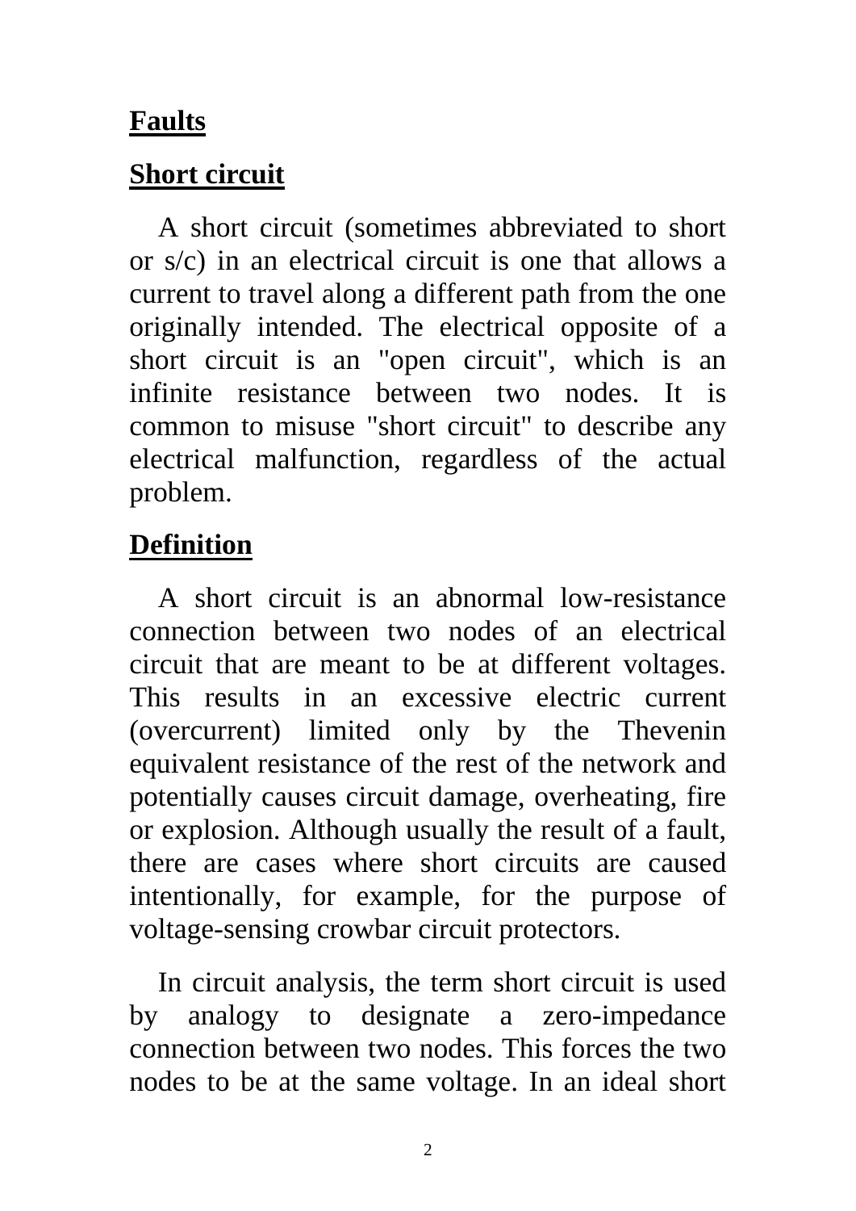# Faults

## Short circuit

A short circuit (sometimes abbreviated to short or s/c) in an electrical circuit is one that allows a current to travel along a different path from the one originally intended. The electrical opposite of a short circuit is an "open circuit", which is an infinite resistance between two nodes. It is common to misuse "short circuit" to describe any electrical malfunction, regardless of the actual problem.

## Definition

A short circuit is an abnormal low-resistance connection between two nodes of an electrical circuit that are meant to be at different voltages. This results in an excessive electric current (overcurrent) limited only by the Thevenin equivalent resistance of the rest of the network and potentially causes circuit damage, overheating, fire or explosion. Although usually the result of a fault, there are cases where short circuits are caused intentionally, for example, for the purpose of voltage-sensing crowbar circuit protectors.

In circuit analysis, the term short circuit is used by analogy to designate a zero-impedance connection between two nodes. This forces the two nodes to be at the same voltage. In an ideal short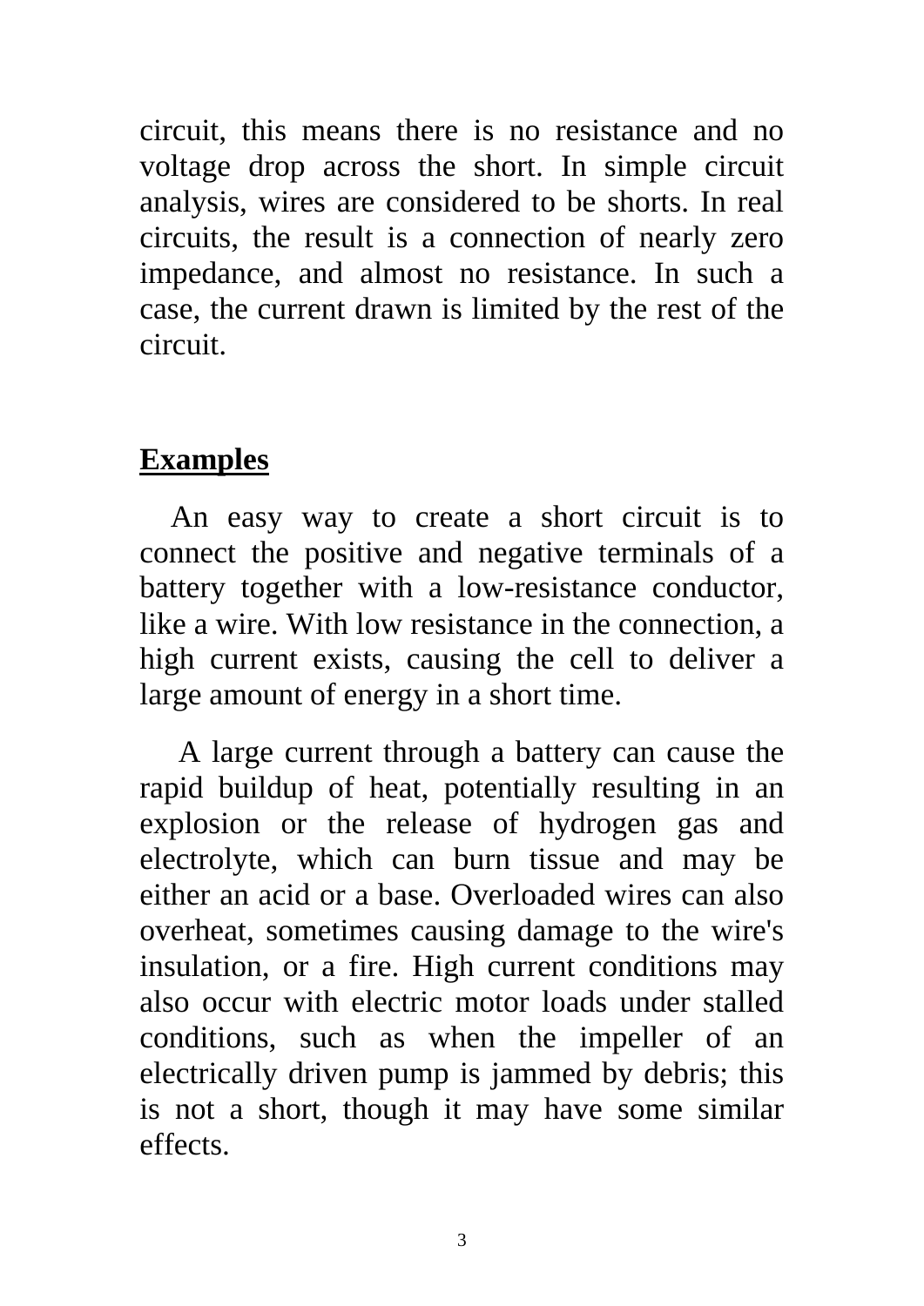circuit, this means there is no resistance and no voltage drop across the short. In simple circuit analysis, wires are considered to be shorts. In real circuits, the result is a connection of nearly zero impedance, and almost no resistance. In such a case, the current drawn is limited by the rest of the circuit.

## Examples

An easy way to create a short circuit is to connect the positive and negative terminals of a battery together with a low-resistance conductor, like a wire. With low resistance in the connection, a high current exists, causing the cell to deliver a large amount of energy in a short time.

A large current through a battery can cause the rapid buildup of heat, potentially resulting in an explosion or the release of hydrogen gas and electrolyte, which can burn tissue and may be either an acid or a base. Overloaded wires can also overheat, sometimes causing damage to the wire's insulation, or a fire. High current conditions may also occur with electric motor loads under stalled conditions, such as when the impeller of an electrically driven pump is jammed by debris; this is not a short, though it may have some similar effects.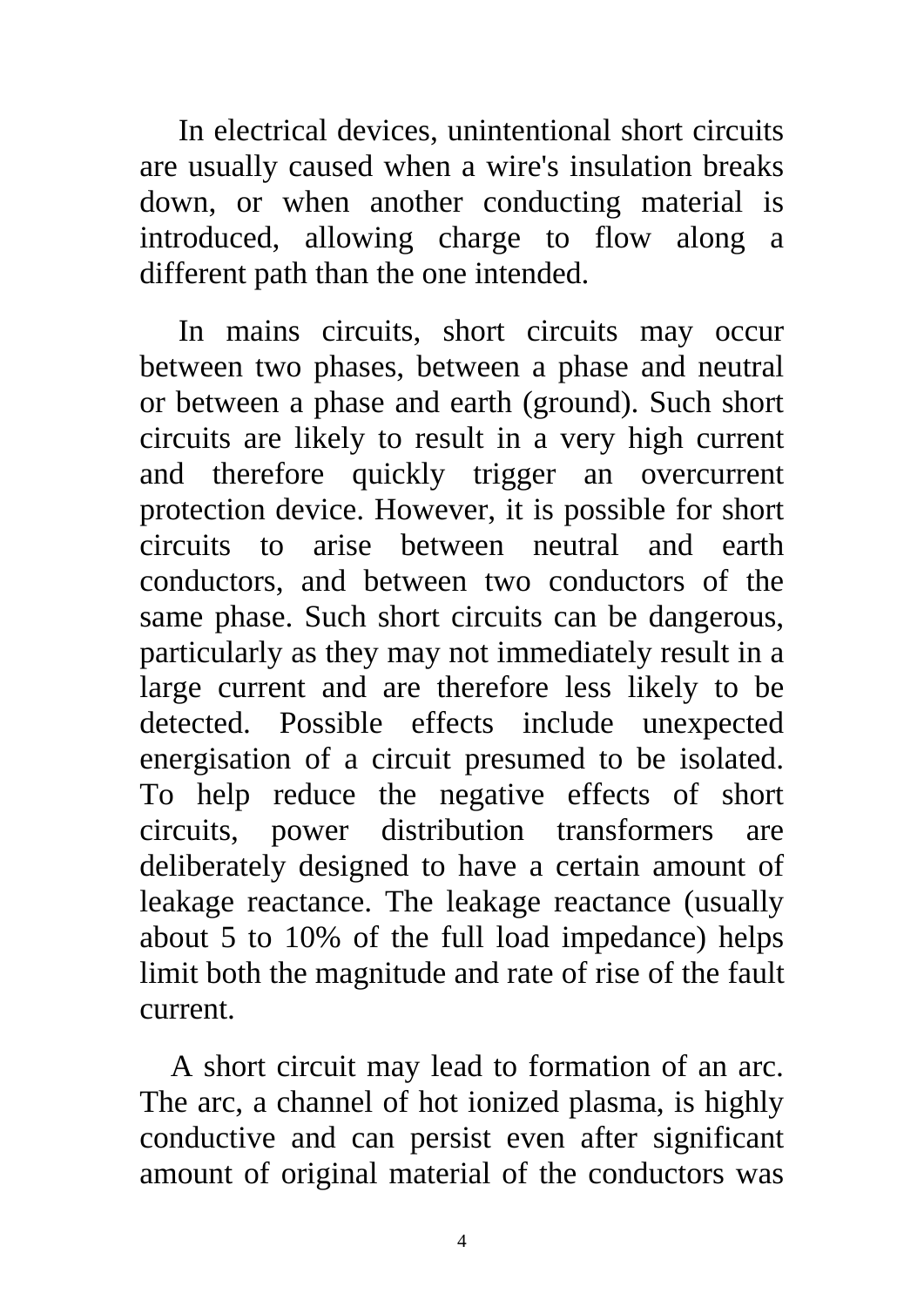In electrical devices, unintentional short circuits are usually caused when a wire's insulation breaks down, or when another conducting material is introduced, allowing charge to flow along a different path than the one intended.

In mains circuits, short circuits may occur between two phases, between a phase and neutral or between a phase and earth (ground). Such short circuits are likely to result in a very high current and therefore quickly trigger an overcurrent protection device. However, it is possible for short circuits to arise between neutral and earth conductors, and between two conductors of the same phase. Such short circuits can be dangerous, particularly as they may not immediately result in a large current and are therefore less likely to be detected. Possible effects include unexpected energisation of a circuit presumed to be isolated. To help reduce the negative effects of short circuits, power distribution transformers are deliberately designed to have a certain amount of leakage reactance. The leakage reactance (usually about 5 to 10% of the full load impedance) helps limit both the magnitude and rate of rise of the fault current.

A short circuit may lead to formation of an arc. The arc, a channel of hot ionized plasma, is highly conductive and can persist even after significant amount of original material of the conductors was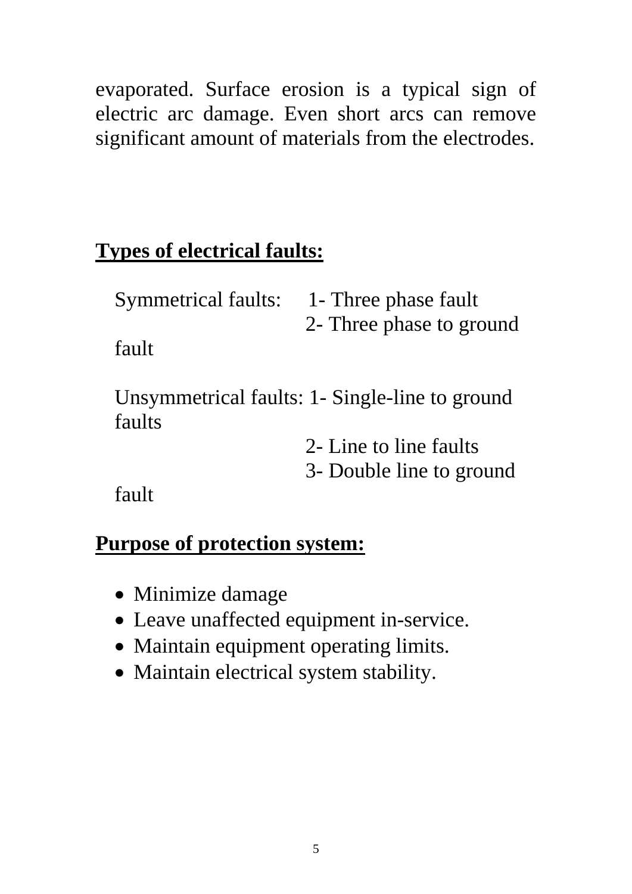evaporated. Surface erosion is a typical sign of electric arc damage. Even short arcs can remove significant amount of materials from the electrodes.

**Types of electrical faults:**

Symmetrical faults:
1- Three phase fault
2- Three phase to ground fault

Unsymmetrical faults:
1- Single-line to ground faults
2- Line to line faults
3- Double line to ground fault

**Purpose of protection system:**

- Minimize damage
- Leave unaffected equipment in-service.
- Maintain equipment operating limits.
- Maintain electrical system stability.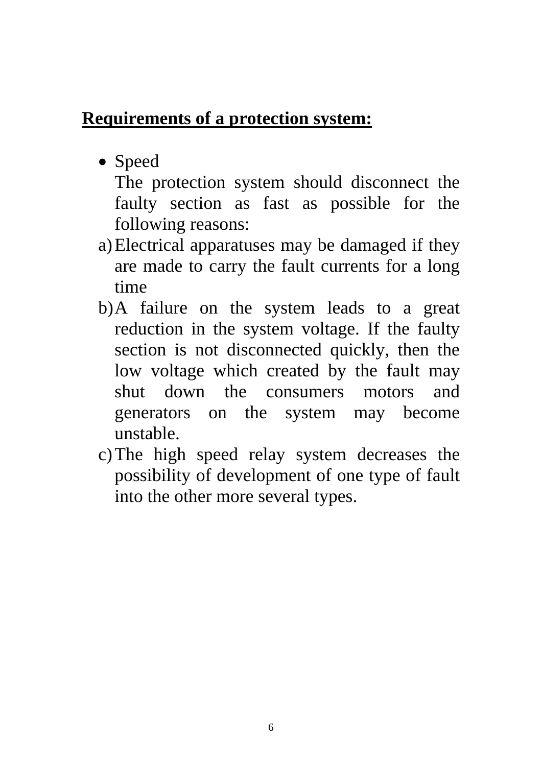**Requirements of a protection system:**

- Speed

  The protection system should disconnect the faulty section as fast as possible for the following reasons:

a) Electrical apparatuses may be damaged if they are made to carry the fault currents for a long time

b) A failure on the system leads to a great reduction in the system voltage. If the faulty section is not disconnected quickly, then the low voltage which created by the fault may shut down the consumers motors and generators on the system may become unstable.

c) The high speed relay system decreases the possibility of development of one type of fault into the other more several types.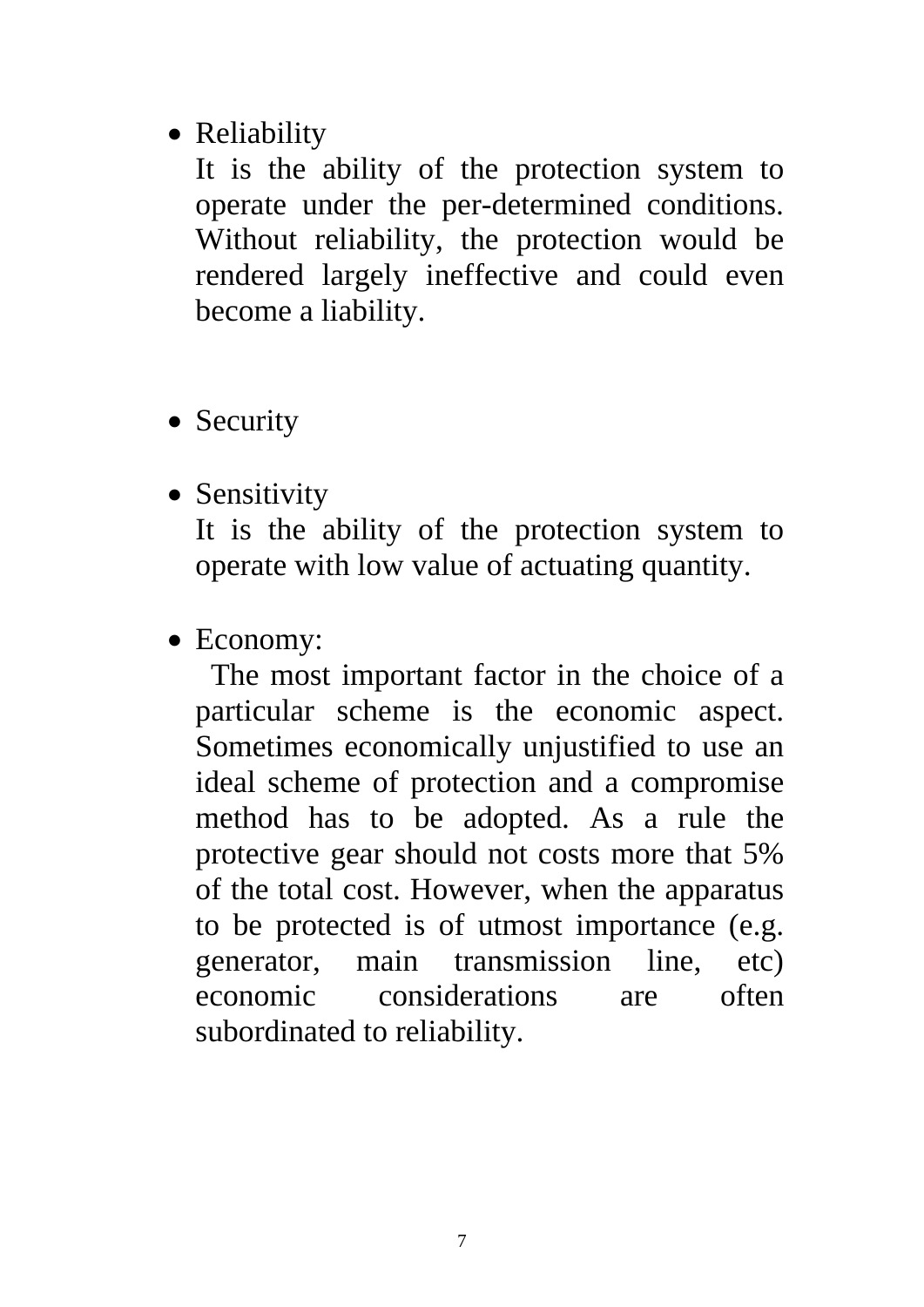- Reliability

  It is the ability of the protection system to operate under the per-determined conditions. Without reliability, the protection would be rendered largely ineffective and could even become a liability.

- Security

- Sensitivity

  It is the ability of the protection system to operate with low value of actuating quantity.

- Economy:

  The most important factor in the choice of a particular scheme is the economic aspect. Sometimes economically unjustified to use an ideal scheme of protection and a compromise method has to be adopted. As a rule the protective gear should not costs more that 5% of the total cost. However, when the apparatus to be protected is of utmost importance (e.g. generator, main transmission line, etc) economic considerations are often subordinated to reliability.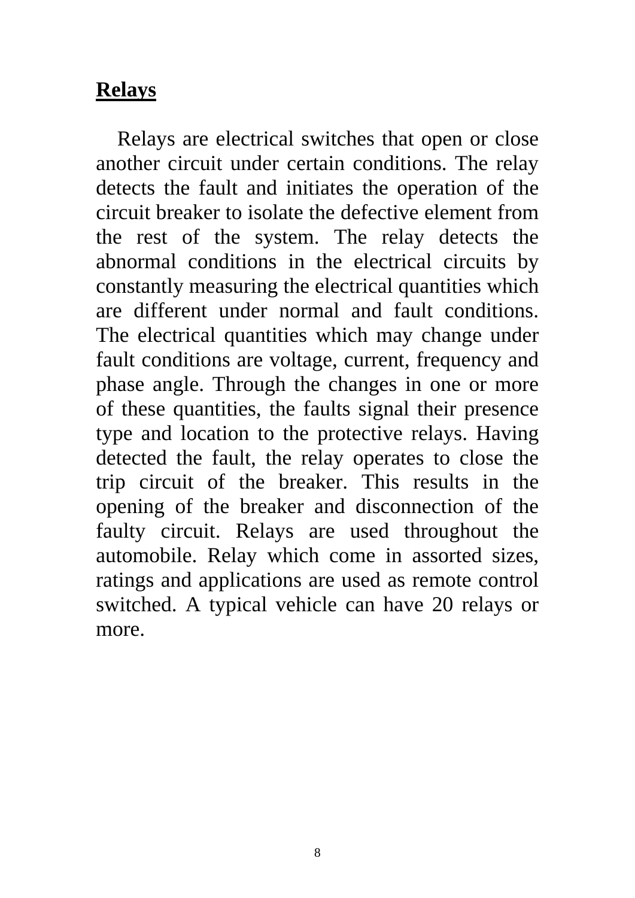## **Relays**

Relays are electrical switches that open or close another circuit under certain conditions. The relay detects the fault and initiates the operation of the circuit breaker to isolate the defective element from the rest of the system. The relay detects the abnormal conditions in the electrical circuits by constantly measuring the electrical quantities which are different under normal and fault conditions. The electrical quantities which may change under fault conditions are voltage, current, frequency and phase angle. Through the changes in one or more of these quantities, the faults signal their presence type and location to the protective relays. Having detected the fault, the relay operates to close the trip circuit of the breaker. This results in the opening of the breaker and disconnection of the faulty circuit. Relays are used throughout the automobile. Relay which come in assorted sizes, ratings and applications are used as remote control switched. A typical vehicle can have 20 relays or more.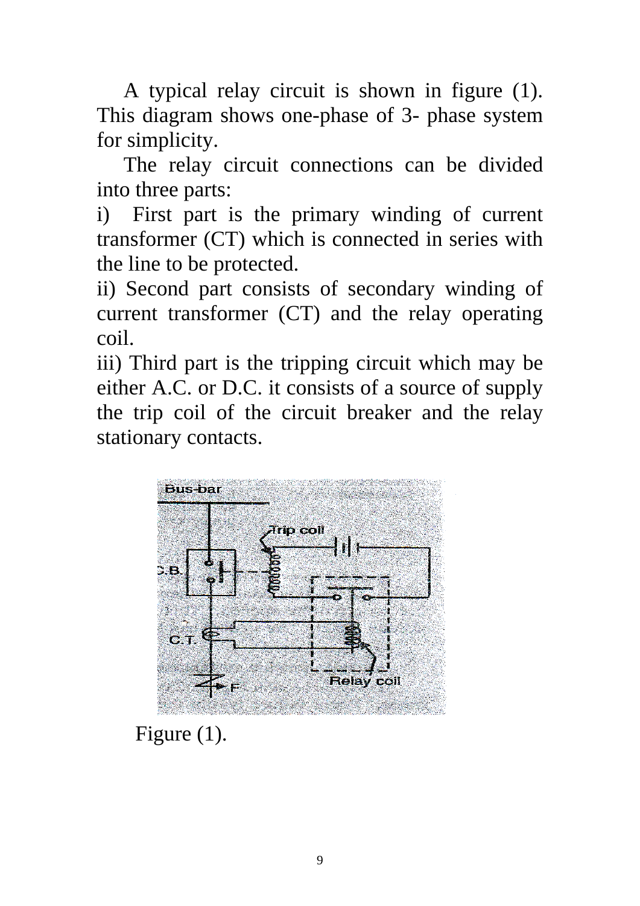A typical relay circuit is shown in figure (1). This diagram shows one-phase of 3- phase system for simplicity.

The relay circuit connections can be divided into three parts:

i) First part is the primary winding of current transformer (CT) which is connected in series with the line to be protected.

ii) Second part consists of secondary winding of current transformer (CT) and the relay operating coil.

iii) Third part is the tripping circuit which may be either A.C. or D.C. it consists of a source of supply the trip coil of the circuit breaker and the relay stationary contacts.

Figure (1).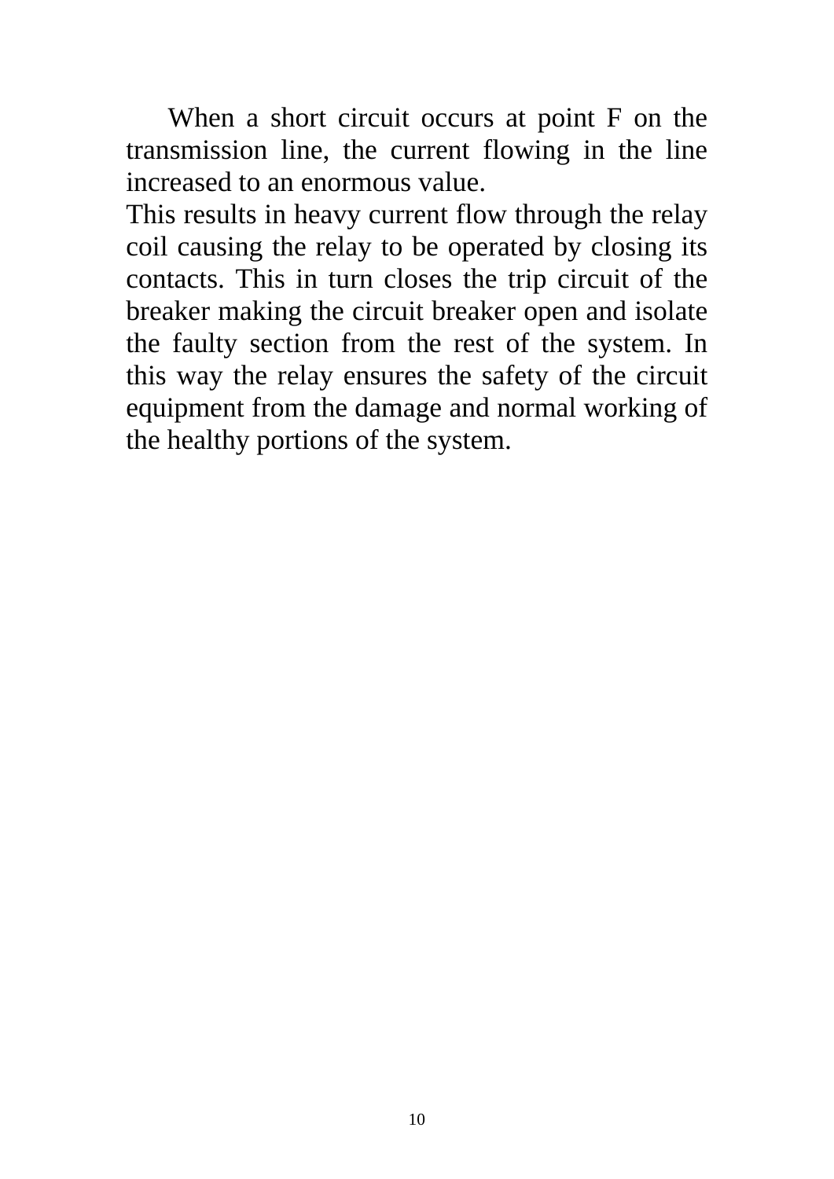When a short circuit occurs at point F on the transmission line, the current flowing in the line increased to an enormous value.

This results in heavy current flow through the relay coil causing the relay to be operated by closing its contacts. This in turn closes the trip circuit of the breaker making the circuit breaker open and isolate the faulty section from the rest of the system. In this way the relay ensures the safety of the circuit equipment from the damage and normal working of the healthy portions of the system.